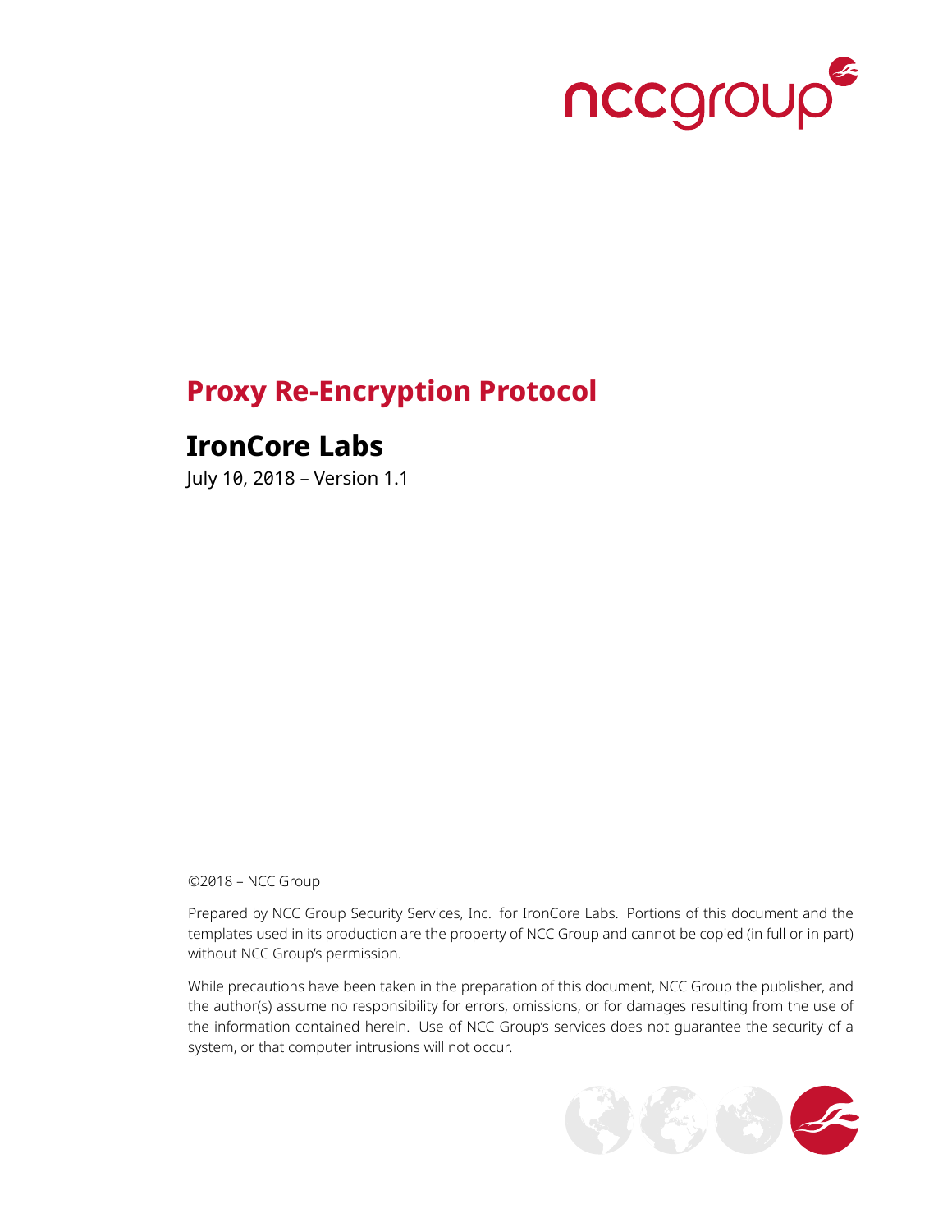# Proxy Re-Encryption Protocol

## IronCore Labs

July 10, 2018 – Version 1.1

©2018 – NCC Group

Prepared by NCC Group Security Services, Inc. for IronCore Labs. Portions of this document and the templates used in its production are the property of NCC Group and cannot be copied (in full or in part) without NCC Group's permission.

While precautions have been taken in the preparation of this document, NCC Group the publisher, and the author(s) assume no responsibility for errors, omissions, or for damages resulting from the use of the information contained herein. Use of NCC Group's services does not guarantee the security of a system, or that computer intrusions will not occur.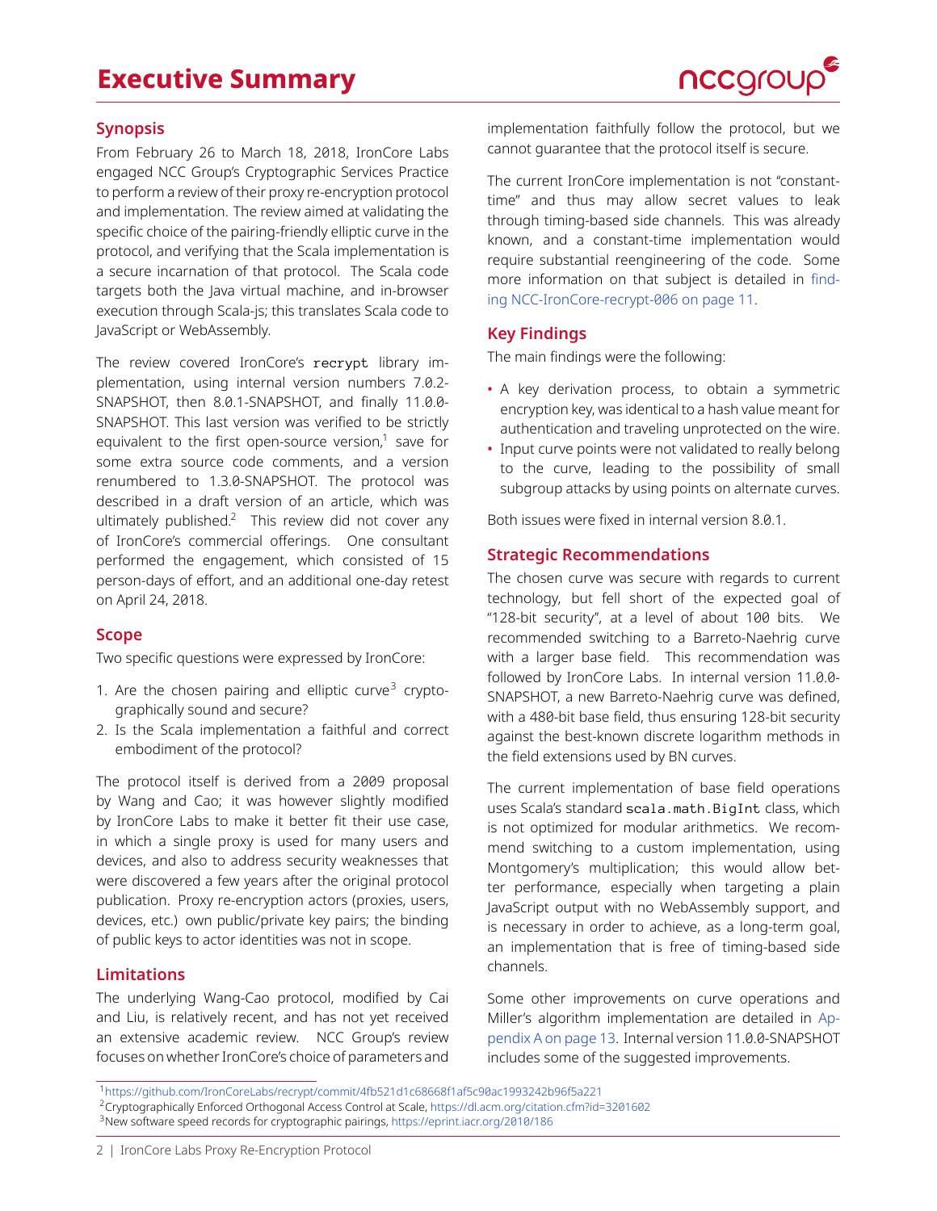# Executive Summary

## Synopsis

From February 26 to March 18, 2018, IronCore Labs engaged NCC Group's Cryptographic Services Practice to perform a review of their proxy re-encryption protocol and implementation. The review aimed at validating the specific choice of the pairing-friendly elliptic curve in the protocol, and verifying that the Scala implementation is a secure incarnation of that protocol. The Scala code targets both the Java virtual machine, and in-browser execution through Scala-js; this translates Scala code to JavaScript or WebAssembly.

The review covered IronCore's `recrypt` library implementation, using internal version numbers 7.0.2-SNAPSHOT, then 8.0.1-SNAPSHOT, and finally 11.0.0-SNAPSHOT. This last version was verified to be strictly equivalent to the first open-source version,[1] save for some extra source code comments, and a version renumbered to 1.3.0-SNAPSHOT. The protocol was described in a draft version of an article, which was ultimately published.[2] This review did not cover any of IronCore's commercial offerings. One consultant performed the engagement, which consisted of 15 person-days of effort, and an additional one-day retest on April 24, 2018.

## Scope

Two specific questions were expressed by IronCore:

1. Are the chosen pairing and elliptic curve[3] cryptographically sound and secure?
2. Is the Scala implementation a faithful and correct embodiment of the protocol?

The protocol itself is derived from a 2009 proposal by Wang and Cao; it was however slightly modified by IronCore Labs to make it better fit their use case, in which a single proxy is used for many users and devices, and also to address security weaknesses that were discovered a few years after the original protocol publication. Proxy re-encryption actors (proxies, users, devices, etc.) own public/private key pairs; the binding of public keys to actor identities was not in scope.

## Limitations

The underlying Wang-Cao protocol, modified by Cai and Liu, is relatively recent, and has not yet received an extensive academic review. NCC Group's review focuses on whether IronCore's choice of parameters and implementation faithfully follow the protocol, but we cannot guarantee that the protocol itself is secure.

The current IronCore implementation is not "constant-time" and thus may allow secret values to leak through timing-based side channels. This was already known, and a constant-time implementation would require substantial reengineering of the code. Some more information on that subject is detailed in finding NCC-IronCore-recrypt-006 on page 11.

## Key Findings

The main findings were the following:

- A key derivation process, to obtain a symmetric encryption key, was identical to a hash value meant for authentication and traveling unprotected on the wire.
- Input curve points were not validated to really belong to the curve, leading to the possibility of small subgroup attacks by using points on alternate curves.

Both issues were fixed in internal version 8.0.1.

## Strategic Recommendations

The chosen curve was secure with regards to current technology, but fell short of the expected goal of "128-bit security", at a level of about 100 bits. We recommended switching to a Barreto-Naehrig curve with a larger base field. This recommendation was followed by IronCore Labs. In internal version 11.0.0-SNAPSHOT, a new Barreto-Naehrig curve was defined, with a 480-bit base field, thus ensuring 128-bit security against the best-known discrete logarithm methods in the field extensions used by BN curves.

The current implementation of base field operations uses Scala's standard `scala.math.BigInt` class, which is not optimized for modular arithmetics. We recommend switching to a custom implementation, using Montgomery's multiplication; this would allow better performance, especially when targeting a plain JavaScript output with no WebAssembly support, and is necessary in order to achieve, as a long-term goal, an implementation that is free of timing-based side channels.

Some other improvements on curve operations and Miller's algorithm implementation are detailed in Appendix A on page 13. Internal version 11.0.0-SNAPSHOT includes some of the suggested improvements.

---

[1] https://github.com/IronCoreLabs/recrypt/commit/4fb521d1c68668f1af5c90ac1993242b96f5a221

[2] Cryptographically Enforced Orthogonal Access Control at Scale, https://dl.acm.org/citation.cfm?id=3201602

[3] New software speed records for cryptographic pairings, https://eprint.iacr.org/2010/186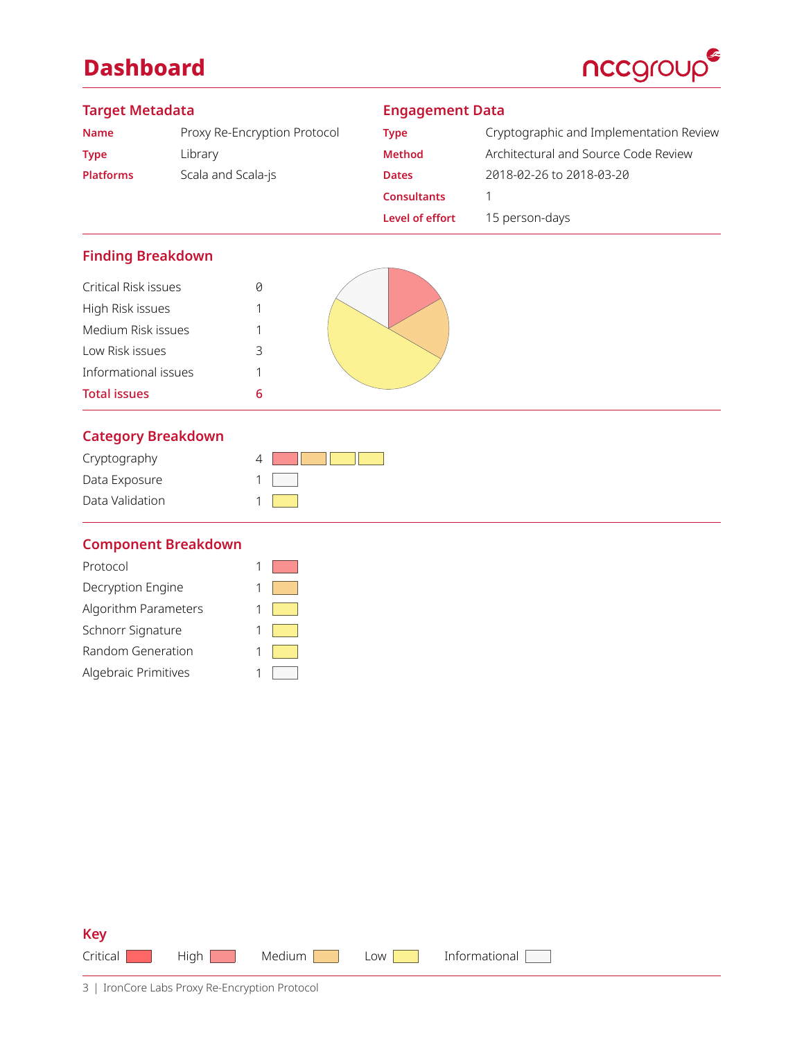# Dashboard

## Target Metadata

| | |
|---|---|
| **Name** | Proxy Re-Encryption Protocol |
| **Type** | Library |
| **Platforms** | Scala and Scala-js |

## Engagement Data

| | |
|---|---|
| **Type** | Cryptographic and Implementation Review |
| **Method** | Architectural and Source Code Review |
| **Dates** | 2018-02-26 to 2018-03-20 |
| **Consultants** | 1 |
| **Level of effort** | 15 person-days |

## Finding Breakdown

| | |
|---|---|
| Critical Risk issues | 0 |
| High Risk issues | 1 |
| Medium Risk issues | 1 |
| Low Risk issues | 3 |
| Informational issues | 1 |
| **Total issues** | **6** |

## Category Breakdown

| | |
|---|---|
| Cryptography | 4 |
| Data Exposure | 1 |
| Data Validation | 1 |

## Component Breakdown

| | |
|---|---|
| Protocol | 1 |
| Decryption Engine | 1 |
| Algorithm Parameters | 1 |
| Schnorr Signature | 1 |
| Random Generation | 1 |
| Algebraic Primitives | 1 |

## Key

Critical | High | Medium | Low | Informational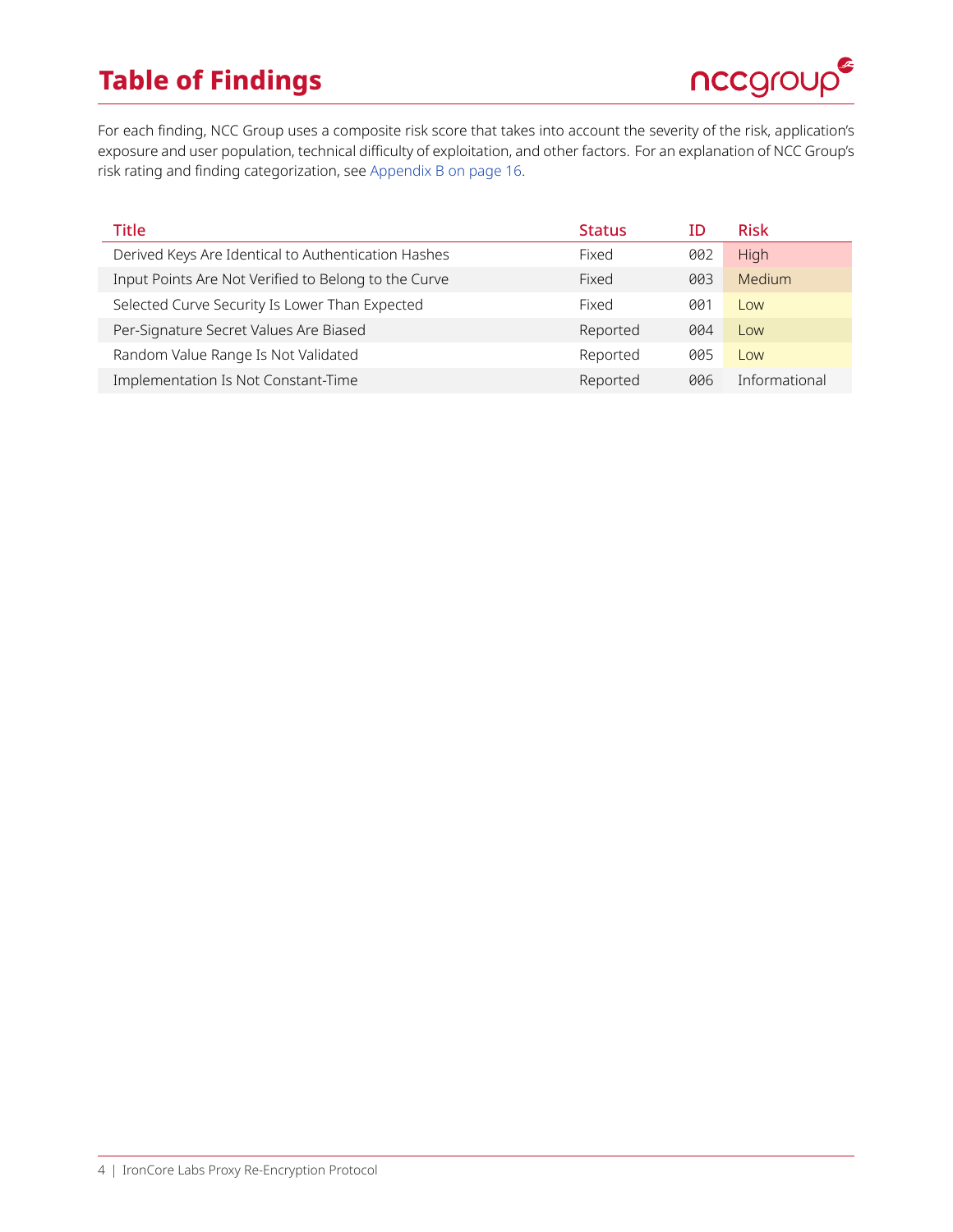# Table of Findings

For each finding, NCC Group uses a composite risk score that takes into account the severity of the risk, application's exposure and user population, technical difficulty of exploitation, and other factors. For an explanation of NCC Group's risk rating and finding categorization, see Appendix B on page 16.

| Title | Status | ID | Risk |
| --- | --- | --- | --- |
| Derived Keys Are Identical to Authentication Hashes | Fixed | 002 | High |
| Input Points Are Not Verified to Belong to the Curve | Fixed | 003 | Medium |
| Selected Curve Security Is Lower Than Expected | Fixed | 001 | Low |
| Per-Signature Secret Values Are Biased | Reported | 004 | Low |
| Random Value Range Is Not Validated | Reported | 005 | Low |
| Implementation Is Not Constant-Time | Reported | 006 | Informational |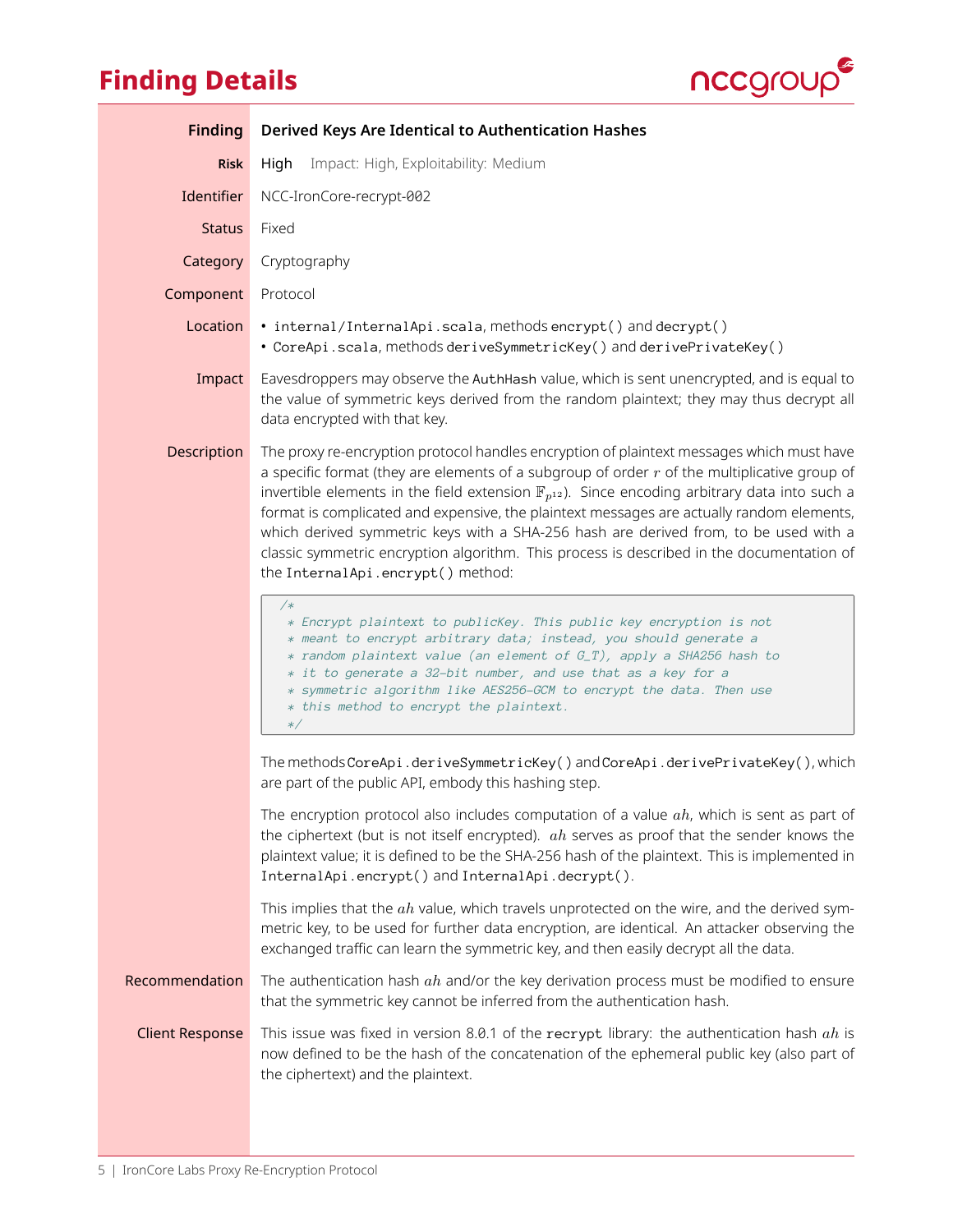# Finding Details

| | |
|---|---|
| **Finding** | **Derived Keys Are Identical to Authentication Hashes** |
| **Risk** | High Impact: High, Exploitability: Medium |
| Identifier | NCC-IronCore-recrypt-002 |
| Status | Fixed |
| Category | Cryptography |
| Component | Protocol |
| Location | • `internal/InternalApi.scala`, methods `encrypt()` and `decrypt()` • `CoreApi.scala`, methods `deriveSymmetricKey()` and `derivePrivateKey()` |
| Impact | Eavesdroppers may observe the `AuthHash` value, which is sent unencrypted, and is equal to the value of symmetric keys derived from the random plaintext; they may thus decrypt all data encrypted with that key. |

**Description**

The proxy re-encryption protocol handles encryption of plaintext messages which must have a specific format (they are elements of a subgroup of order $r$ of the multiplicative group of invertible elements in the field extension $\mathbb{F}_{p^{12}}$). Since encoding arbitrary data into such a format is complicated and expensive, the plaintext messages are actually random elements, which derived symmetric keys with a SHA-256 hash are derived from, to be used with a classic symmetric encryption algorithm. This process is described in the documentation of the `InternalApi.encrypt()` method:

```
/*
 * Encrypt plaintext to publicKey. This public key encryption is not
 * meant to encrypt arbitrary data; instead, you should generate a
 * random plaintext value (an element of G_T), apply a SHA256 hash to
 * it to generate a 32-bit number, and use that as a key for a
 * symmetric algorithm like AES256-GCM to encrypt the data. Then use
 * this method to encrypt the plaintext.
 */
```

The methods `CoreApi.deriveSymmetricKey()` and `CoreApi.derivePrivateKey()`, which are part of the public API, embody this hashing step.

The encryption protocol also includes computation of a value $ah$, which is sent as part of the ciphertext (but is not itself encrypted). $ah$ serves as proof that the sender knows the plaintext value; it is defined to be the SHA-256 hash of the plaintext. This is implemented in `InternalApi.encrypt()` and `InternalApi.decrypt()`.

This implies that the $ah$ value, which travels unprotected on the wire, and the derived symmetric key, to be used for further data encryption, are identical. An attacker observing the exchanged traffic can learn the symmetric key, and then easily decrypt all the data.

**Recommendation**

The authentication hash $ah$ and/or the key derivation process must be modified to ensure that the symmetric key cannot be inferred from the authentication hash.

**Client Response**

This issue was fixed in version 8.0.1 of the `recrypt` library: the authentication hash $ah$ is now defined to be the hash of the concatenation of the ephemeral public key (also part of the ciphertext) and the plaintext.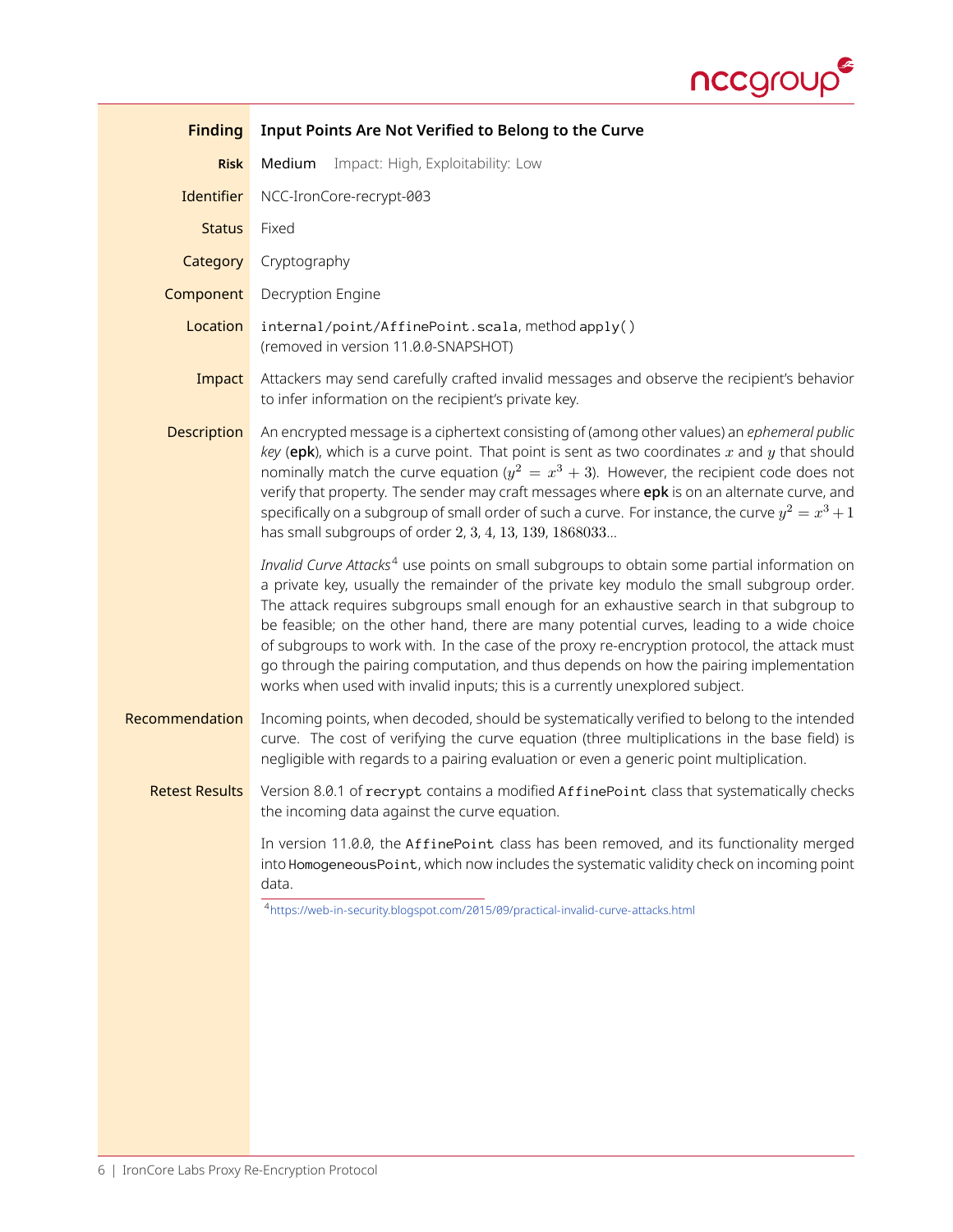| | |
|---|---|
| **Finding** | **Input Points Are Not Verified to Belong to the Curve** |
| **Risk** | Medium    Impact: High, Exploitability: Low |
| **Identifier** | NCC-IronCore-recrypt-003 |
| **Status** | Fixed |
| **Category** | Cryptography |
| **Component** | Decryption Engine |
| **Location** | `internal/point/AffinePoint.scala`, method `apply()` (removed in version 11.0.0-SNAPSHOT) |
| **Impact** | Attackers may send carefully crafted invalid messages and observe the recipient's behavior to infer information on the recipient's private key. |

**Description**

An encrypted message is a ciphertext consisting of (among other values) an *ephemeral public key* (**epk**), which is a curve point. That point is sent as two coordinates $x$ and $y$ that should nominally match the curve equation ($y^2 = x^3 + 3$). However, the recipient code does not verify that property. The sender may craft messages where **epk** is on an alternate curve, and specifically on a subgroup of small order of such a curve. For instance, the curve $y^2 = x^3 + 1$ has small subgroups of order $2, 3, 4, 13, 139, 1868033$...

*Invalid Curve Attacks*[4] use points on small subgroups to obtain some partial information on a private key, usually the remainder of the private key modulo the small subgroup order. The attack requires subgroups small enough for an exhaustive search in that subgroup to be feasible; on the other hand, there are many potential curves, leading to a wide choice of subgroups to work with. In the case of the proxy re-encryption protocol, the attack must go through the pairing computation, and thus depends on how the pairing implementation works when used with invalid inputs; this is a currently unexplored subject.

**Recommendation**

Incoming points, when decoded, should be systematically verified to belong to the intended curve. The cost of verifying the curve equation (three multiplications in the base field) is negligible with regards to a pairing evaluation or even a generic point multiplication.

**Retest Results**

Version 8.0.1 of `recrypt` contains a modified `AffinePoint` class that systematically checks the incoming data against the curve equation.

In version 11.0.0, the `AffinePoint` class has been removed, and its functionality merged into `HomogeneousPoint`, which now includes the systematic validity check on incoming point data.

[4] https://web-in-security.blogspot.com/2015/09/practical-invalid-curve-attacks.html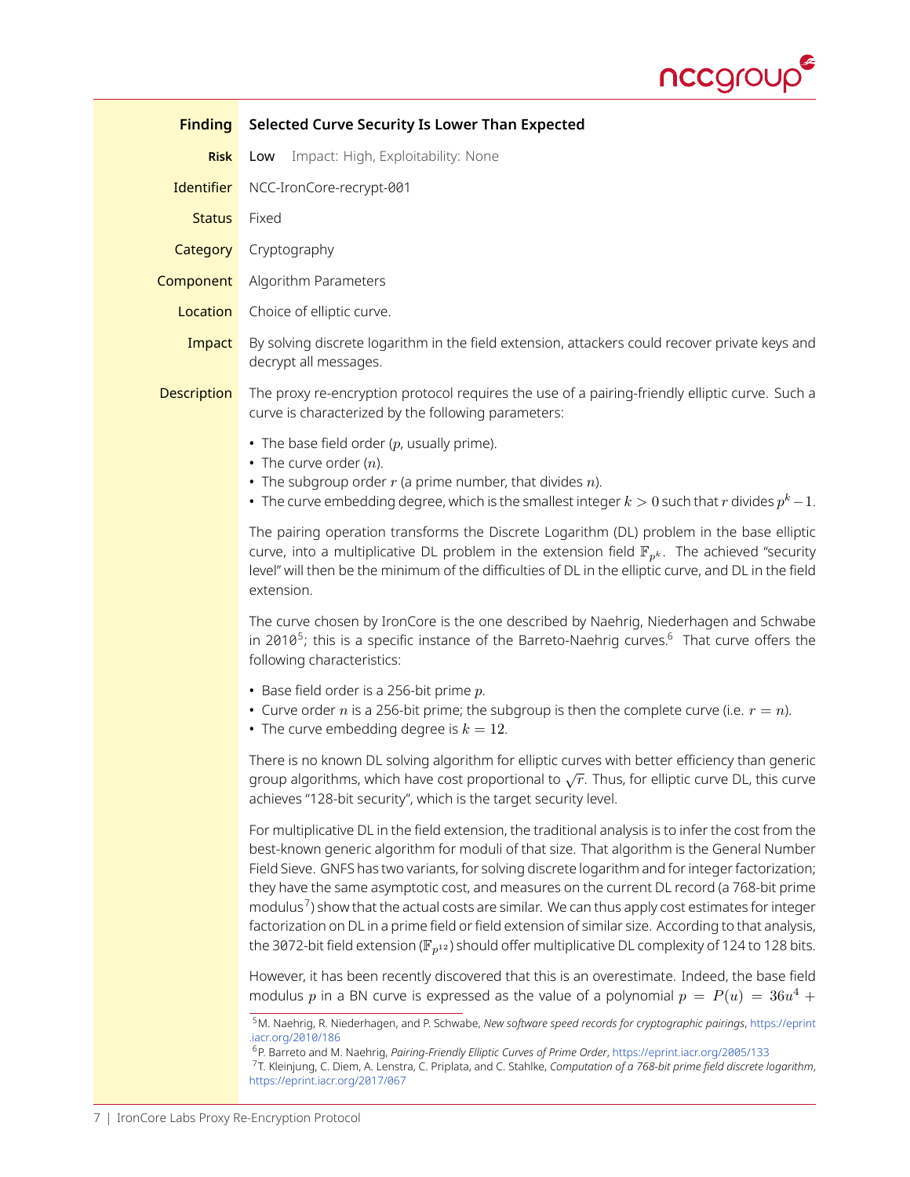| | |
|---|---|
| **Finding** | **Selected Curve Security Is Lower Than Expected** |
| **Risk** | **Low** Impact: High, Exploitability: None |
| **Identifier** | NCC-IronCore-recrypt-001 |
| **Status** | Fixed |
| **Category** | Cryptography |
| **Component** | Algorithm Parameters |
| **Location** | Choice of elliptic curve. |
| **Impact** | By solving discrete logarithm in the field extension, attackers could recover private keys and decrypt all messages. |

**Description**

The proxy re-encryption protocol requires the use of a pairing-friendly elliptic curve. Such a curve is characterized by the following parameters:

- The base field order ($p$, usually prime).
- The curve order ($n$).
- The subgroup order $r$ (a prime number, that divides $n$).
- The curve embedding degree, which is the smallest integer $k > 0$ such that $r$ divides $p^k - 1$.

The pairing operation transforms the Discrete Logarithm (DL) problem in the base elliptic curve, into a multiplicative DL problem in the extension field $\mathbb{F}_{p^k}$. The achieved "security level" will then be the minimum of the difficulties of DL in the elliptic curve, and DL in the field extension.

The curve chosen by IronCore is the one described by Naehrig, Niederhagen and Schwabe in 2010[5]; this is a specific instance of the Barreto-Naehrig curves.[6] That curve offers the following characteristics:

- Base field order is a 256-bit prime $p$.
- Curve order $n$ is a 256-bit prime; the subgroup is then the complete curve (i.e. $r = n$).
- The curve embedding degree is $k = 12$.

There is no known DL solving algorithm for elliptic curves with better efficiency than generic group algorithms, which have cost proportional to $\sqrt{r}$. Thus, for elliptic curve DL, this curve achieves "128-bit security", which is the target security level.

For multiplicative DL in the field extension, the traditional analysis is to infer the cost from the best-known generic algorithm for moduli of that size. That algorithm is the General Number Field Sieve. GNFS has two variants, for solving discrete logarithm and for integer factorization; they have the same asymptotic cost, and measures on the current DL record (a 768-bit prime modulus[7]) show that the actual costs are similar. We can thus apply cost estimates for integer factorization on DL in a prime field or field extension of similar size. According to that analysis, the 3072-bit field extension ($\mathbb{F}_{p^{12}}$) should offer multiplicative DL complexity of 124 to 128 bits.

However, it has been recently discovered that this is an overestimate. Indeed, the base field modulus $p$ in a BN curve is expressed as the value of a polynomial $p = P(u) = 36u^4 +$

---

[5] M. Naehrig, R. Niederhagen, and P. Schwabe, *New software speed records for cryptographic pairings*, https://eprint.iacr.org/2010/186

[6] P. Barreto and M. Naehrig, *Pairing-Friendly Elliptic Curves of Prime Order*, https://eprint.iacr.org/2005/133

[7] T. Kleinjung, C. Diem, A. Lenstra, C. Priplata, and C. Stahlke, *Computation of a 768-bit prime field discrete logarithm*, https://eprint.iacr.org/2017/067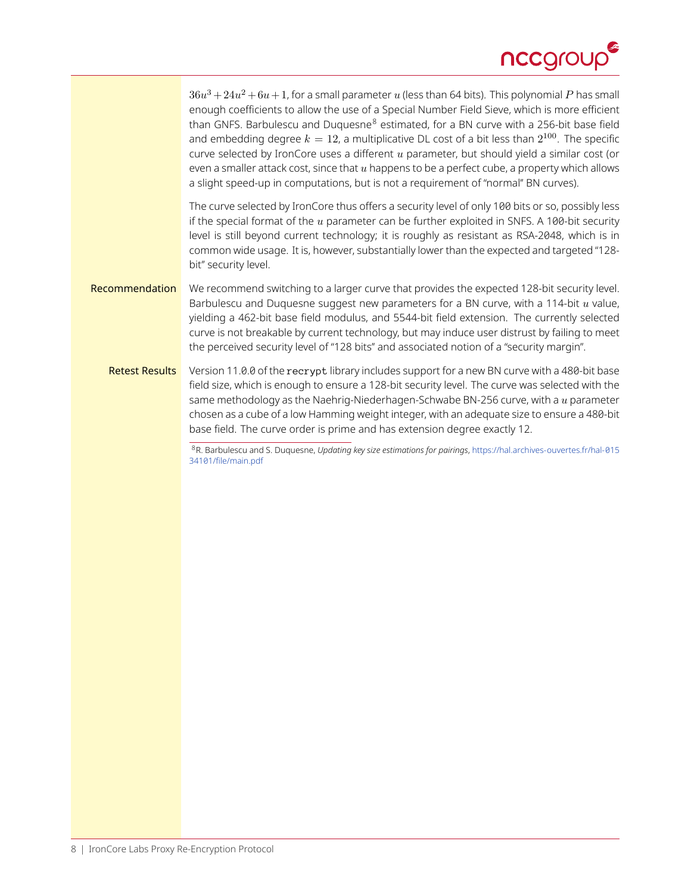$36u^3 + 24u^2 + 6u + 1$, for a small parameter $u$ (less than 64 bits). This polynomial $P$ has small enough coefficients to allow the use of a Special Number Field Sieve, which is more efficient than GNFS. Barbulescu and Duquesne[8] estimated, for a BN curve with a 256-bit base field and embedding degree $k = 12$, a multiplicative DL cost of a bit less than $2^{100}$. The specific curve selected by IronCore uses a different $u$ parameter, but should yield a similar cost (or even a smaller attack cost, since that $u$ happens to be a perfect cube, a property which allows a slight speed-up in computations, but is not a requirement of "normal" BN curves).

The curve selected by IronCore thus offers a security level of only 100 bits or so, possibly less if the special format of the $u$ parameter can be further exploited in SNFS. A 100-bit security level is still beyond current technology; it is roughly as resistant as RSA-2048, which is in common wide usage. It is, however, substantially lower than the expected and targeted "128-bit" security level.

**Recommendation** We recommend switching to a larger curve that provides the expected 128-bit security level. Barbulescu and Duquesne suggest new parameters for a BN curve, with a 114-bit $u$ value, yielding a 462-bit base field modulus, and 5544-bit field extension. The currently selected curve is not breakable by current technology, but may induce user distrust by failing to meet the perceived security level of "128 bits" and associated notion of a "security margin".

**Retest Results** Version 11.0.0 of the `recrypt` library includes support for a new BN curve with a 480-bit base field size, which is enough to ensure a 128-bit security level. The curve was selected with the same methodology as the Naehrig-Niederhagen-Schwabe BN-256 curve, with a $u$ parameter chosen as a cube of a low Hamming weight integer, with an adequate size to ensure a 480-bit base field. The curve order is prime and has extension degree exactly 12.

[8] R. Barbulescu and S. Duquesne, *Updating key size estimations for pairings*, https://hal.archives-ouvertes.fr/hal-01534101/file/main.pdf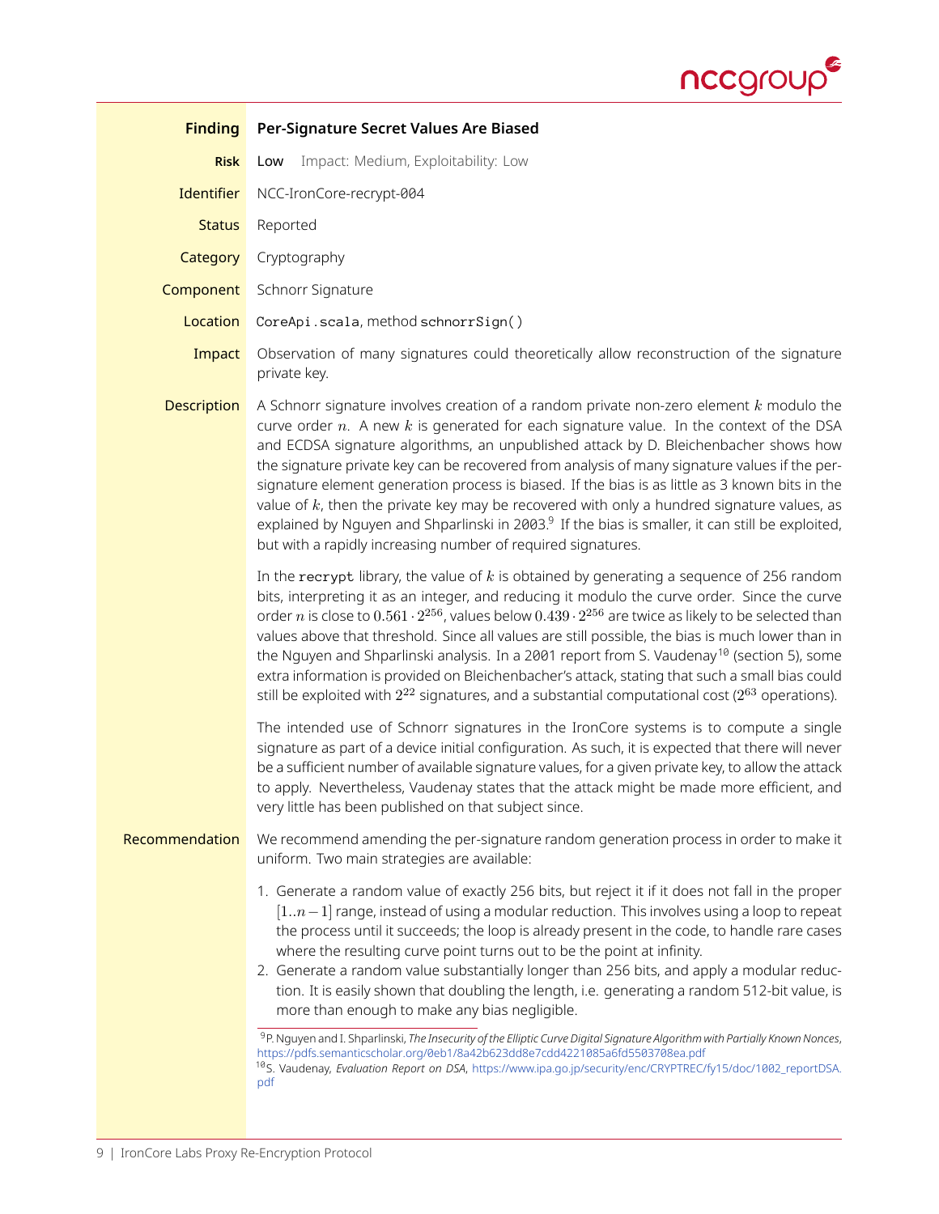| | |
|---|---|
| **Finding** | **Per-Signature Secret Values Are Biased** |
| **Risk** | Low Impact: Medium, Exploitability: Low |
| **Identifier** | NCC-IronCore-recrypt-004 |
| **Status** | Reported |
| **Category** | Cryptography |
| **Component** | Schnorr Signature |
| **Location** | `CoreApi.scala`, method `schnorrSign()` |
| **Impact** | Observation of many signatures could theoretically allow reconstruction of the signature private key. |

**Description**

A Schnorr signature involves creation of a random private non-zero element $k$ modulo the curve order $n$. A new $k$ is generated for each signature value. In the context of the DSA and ECDSA signature algorithms, an unpublished attack by D. Bleichenbacher shows how the signature private key can be recovered from analysis of many signature values if the per-signature element generation process is biased. If the bias is as little as 3 known bits in the value of $k$, then the private key may be recovered with only a hundred signature values, as explained by Nguyen and Shparlinski in 2003.[9] If the bias is smaller, it can still be exploited, but with a rapidly increasing number of required signatures.

In the `recrypt` library, the value of $k$ is obtained by generating a sequence of 256 random bits, interpreting it as an integer, and reducing it modulo the curve order. Since the curve order $n$ is close to $0.561 \cdot 2^{256}$, values below $0.439 \cdot 2^{256}$ are twice as likely to be selected than values above that threshold. Since all values are still possible, the bias is much lower than in the Nguyen and Shparlinski analysis. In a 2001 report from S. Vaudenay[10] (section 5), some extra information is provided on Bleichenbacher's attack, stating that such a small bias could still be exploited with $2^{22}$ signatures, and a substantial computational cost ($2^{63}$ operations).

The intended use of Schnorr signatures in the IronCore systems is to compute a single signature as part of a device initial configuration. As such, it is expected that there will never be a sufficient number of available signature values, for a given private key, to allow the attack to apply. Nevertheless, Vaudenay states that the attack might be made more efficient, and very little has been published on that subject since.

**Recommendation**

We recommend amending the per-signature random generation process in order to make it uniform. Two main strategies are available:

1. Generate a random value of exactly 256 bits, but reject it if it does not fall in the proper $[1..n-1]$ range, instead of using a modular reduction. This involves using a loop to repeat the process until it succeeds; the loop is already present in the code, to handle rare cases where the resulting curve point turns out to be the point at infinity.
2. Generate a random value substantially longer than 256 bits, and apply a modular reduction. It is easily shown that doubling the length, i.e. generating a random 512-bit value, is more than enough to make any bias negligible.

[9] P. Nguyen and I. Shparlinski, *The Insecurity of the Elliptic Curve Digital Signature Algorithm with Partially Known Nonces*, https://pdfs.semanticscholar.org/0eb1/8a42b623dd8e7cdd4221085a6fd5503708ea.pdf

[10] S. Vaudenay, *Evaluation Report on DSA*, https://www.ipa.go.jp/security/enc/CRYPTREC/fy15/doc/1002_reportDSA.pdf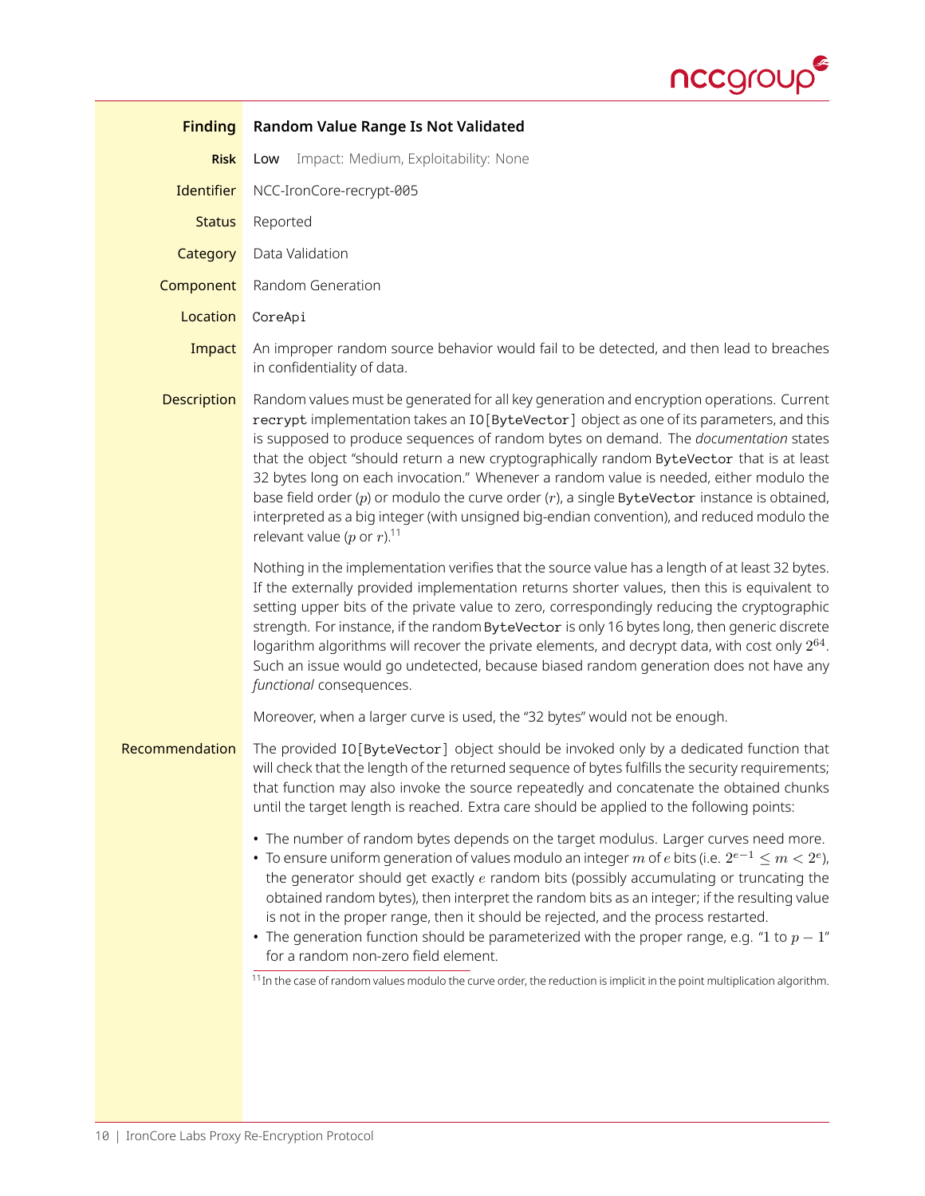| | |
|---|---|
| **Finding** | **Random Value Range Is Not Validated** |
| **Risk** | Low Impact: Medium, Exploitability: None |
| **Identifier** | NCC-IronCore-recrypt-005 |
| **Status** | Reported |
| **Category** | Data Validation |
| **Component** | Random Generation |
| **Location** | `CoreApi` |
| **Impact** | An improper random source behavior would fail to be detected, and then lead to breaches in confidentiality of data. |

**Description**

Random values must be generated for all key generation and encryption operations. Current `recrypt` implementation takes an `IO[ByteVector]` object as one of its parameters, and this is supposed to produce sequences of random bytes on demand. The *documentation* states that the object "should return a new cryptographically random `ByteVector` that is at least 32 bytes long on each invocation." Whenever a random value is needed, either modulo the base field order ($p$) or modulo the curve order ($r$), a single `ByteVector` instance is obtained, interpreted as a big integer (with unsigned big-endian convention), and reduced modulo the relevant value ($p$ or $r$).[11]

Nothing in the implementation verifies that the source value has a length of at least 32 bytes. If the externally provided implementation returns shorter values, then this is equivalent to setting upper bits of the private value to zero, correspondingly reducing the cryptographic strength. For instance, if the random `ByteVector` is only 16 bytes long, then generic discrete logarithm algorithms will recover the private elements, and decrypt data, with cost only $2^{64}$. Such an issue would go undetected, because biased random generation does not have any *functional* consequences.

Moreover, when a larger curve is used, the "32 bytes" would not be enough.

**Recommendation**

The provided `IO[ByteVector]` object should be invoked only by a dedicated function that will check that the length of the returned sequence of bytes fulfills the security requirements; that function may also invoke the source repeatedly and concatenate the obtained chunks until the target length is reached. Extra care should be applied to the following points:

- The number of random bytes depends on the target modulus. Larger curves need more.
- To ensure uniform generation of values modulo an integer $m$ of $e$ bits (i.e. $2^{e-1} \leq m < 2^e$), the generator should get exactly $e$ random bits (possibly accumulating or truncating the obtained random bytes), then interpret the random bits as an integer; if the resulting value is not in the proper range, then it should be rejected, and the process restarted.
- The generation function should be parameterized with the proper range, e.g. "$1$ to $p - 1$" for a random non-zero field element.

[11] In the case of random values modulo the curve order, the reduction is implicit in the point multiplication algorithm.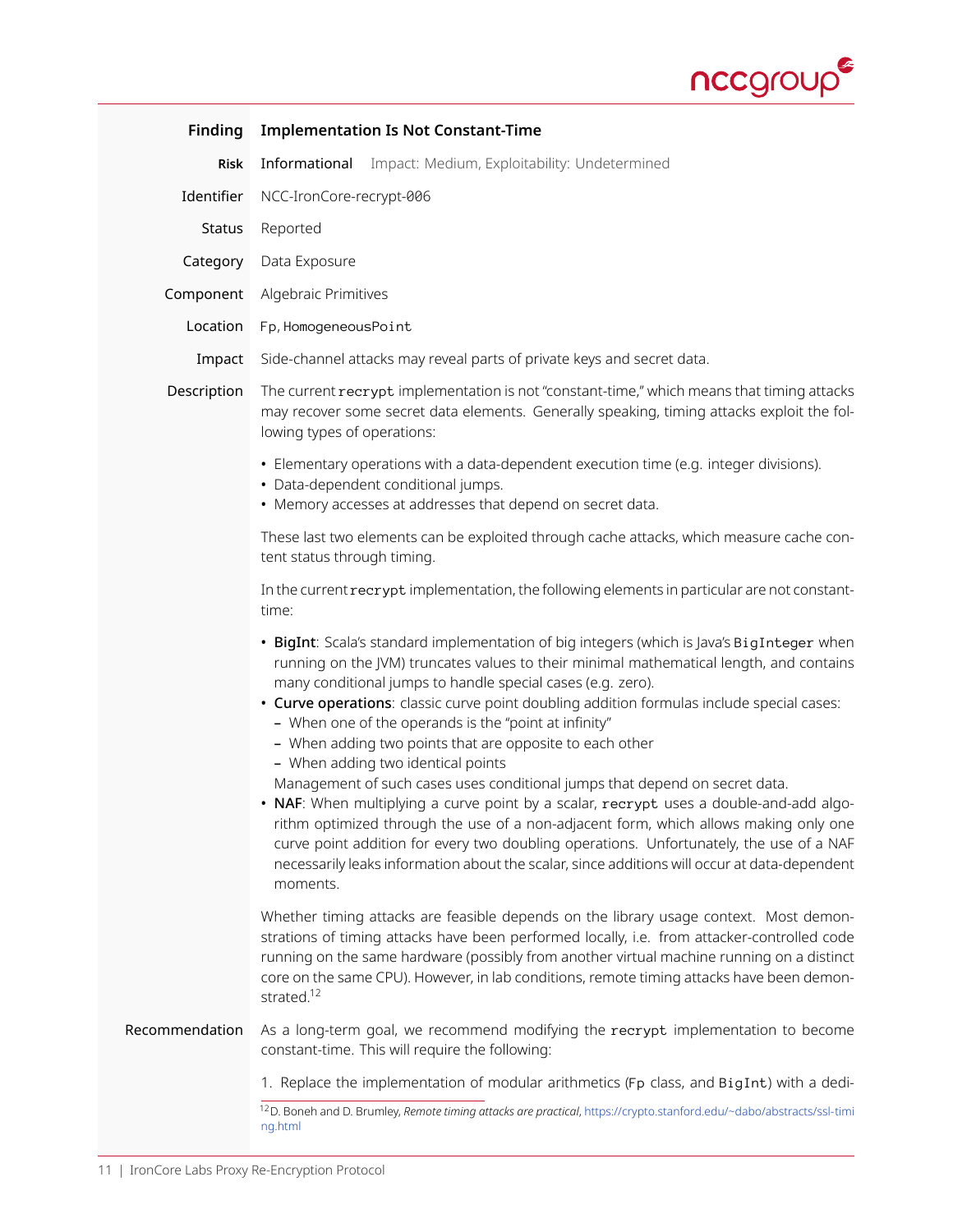| | |
|---|---|
| **Finding** | **Implementation Is Not Constant-Time** |
| **Risk** | Informational Impact: Medium, Exploitability: Undetermined |
| Identifier | NCC-IronCore-recrypt-006 |
| Status | Reported |
| Category | Data Exposure |
| Component | Algebraic Primitives |
| Location | `Fp`, `HomogeneousPoint` |
| Impact | Side-channel attacks may reveal parts of private keys and secret data. |

**Description**

The current `recrypt` implementation is not "constant-time," which means that timing attacks may recover some secret data elements. Generally speaking, timing attacks exploit the following types of operations:

- Elementary operations with a data-dependent execution time (e.g. integer divisions).
- Data-dependent conditional jumps.
- Memory accesses at addresses that depend on secret data.

These last two elements can be exploited through cache attacks, which measure cache content status through timing.

In the current `recrypt` implementation, the following elements in particular are not constant-time:

- **BigInt**: Scala's standard implementation of big integers (which is Java's `BigInteger` when running on the JVM) truncates values to their minimal mathematical length, and contains many conditional jumps to handle special cases (e.g. zero).
- **Curve operations**: classic curve point doubling addition formulas include special cases:
  - When one of the operands is the "point at infinity"
  - When adding two points that are opposite to each other
  - When adding two identical points

  Management of such cases uses conditional jumps that depend on secret data.
- **NAF**: When multiplying a curve point by a scalar, `recrypt` uses a double-and-add algorithm optimized through the use of a non-adjacent form, which allows making only one curve point addition for every two doubling operations. Unfortunately, the use of a NAF necessarily leaks information about the scalar, since additions will occur at data-dependent moments.

Whether timing attacks are feasible depends on the library usage context. Most demonstrations of timing attacks have been performed locally, i.e. from attacker-controlled code running on the same hardware (possibly from another virtual machine running on a distinct core on the same CPU). However, in lab conditions, remote timing attacks have been demonstrated.[12]

**Recommendation**

As a long-term goal, we recommend modifying the `recrypt` implementation to become constant-time. This will require the following:

1. Replace the implementation of modular arithmetics (`Fp` class, and `BigInt`) with a dedi-

[12] D. Boneh and D. Brumley, *Remote timing attacks are practical*, https://crypto.stanford.edu/~dabo/abstracts/ssl-timing.html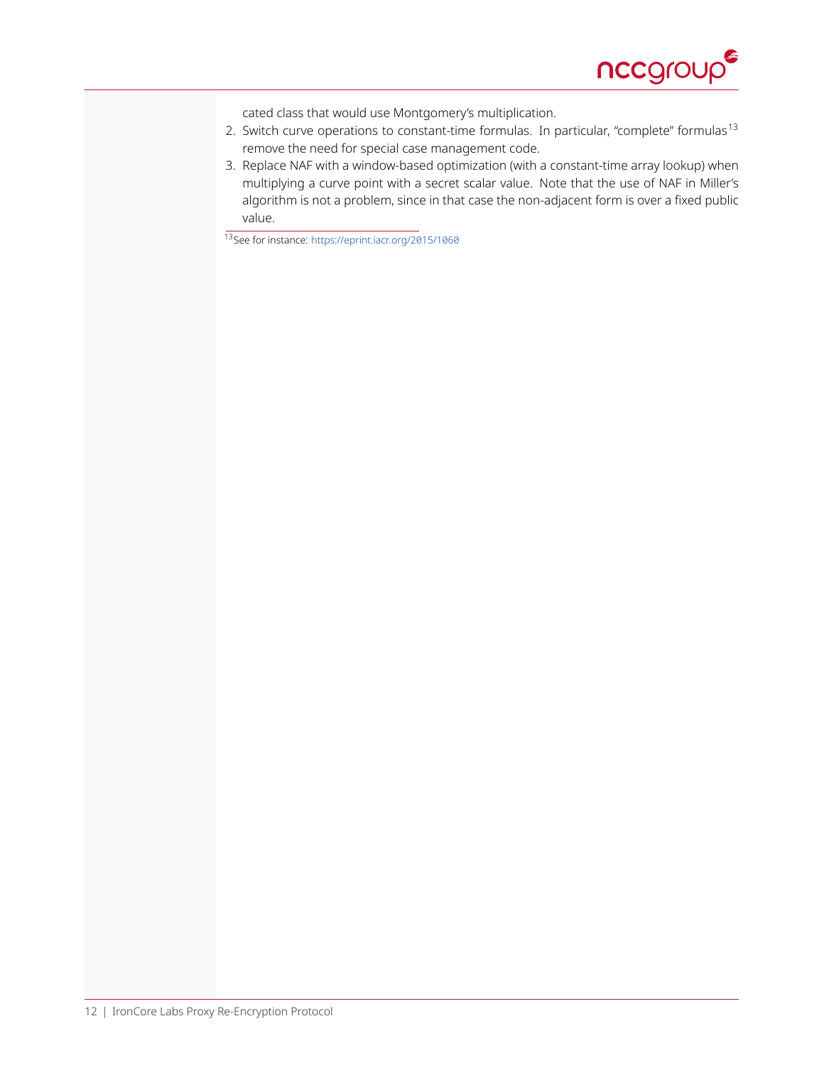cated class that would use Montgomery's multiplication.

2. Switch curve operations to constant-time formulas. In particular, "complete" formulas[13] remove the need for special case management code.
3. Replace NAF with a window-based optimization (with a constant-time array lookup) when multiplying a curve point with a secret scalar value. Note that the use of NAF in Miller's algorithm is not a problem, since in that case the non-adjacent form is over a fixed public value.

[13] See for instance: https://eprint.iacr.org/2015/1060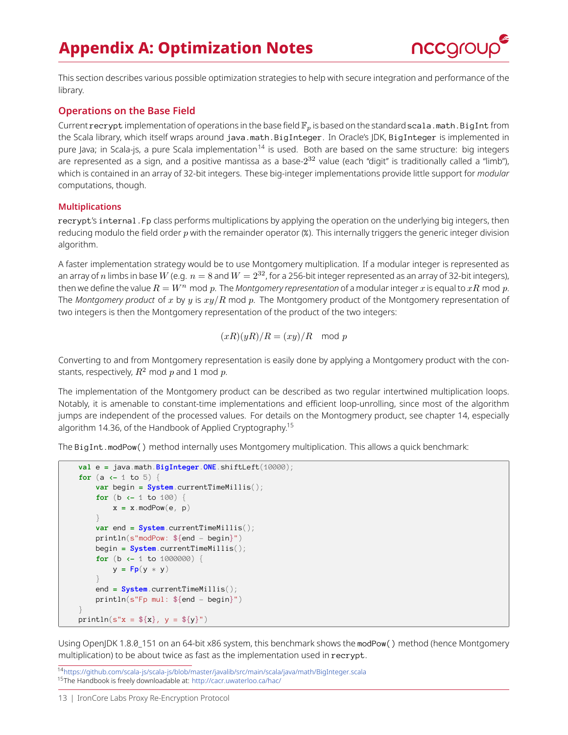# Appendix A: Optimization Notes

This section describes various possible optimization strategies to help with secure integration and performance of the library.

## Operations on the Base Field

Current `recrypt` implementation of operations in the base field $\mathbb{F}_p$ is based on the standard `scala.math.BigInt` from the Scala library, which itself wraps around `java.math.BigInteger`. In Oracle's JDK, `BigInteger` is implemented in pure Java; in Scala-js, a pure Scala implementation[14] is used. Both are based on the same structure: big integers are represented as a sign, and a positive mantissa as a base-$2^{32}$ value (each "digit" is traditionally called a "limb"), which is contained in an array of 32-bit integers. These big-integer implementations provide little support for *modular* computations, though.

### Multiplications

`recrypt`'s `internal.Fp` class performs multiplications by applying the operation on the underlying big integers, then reducing modulo the field order $p$ with the remainder operator (`%`). This internally triggers the generic integer division algorithm.

A faster implementation strategy would be to use Montgomery multiplication. If a modular integer is represented as an array of $n$ limbs in base $W$ (e.g. $n = 8$ and $W = 2^{32}$, for a 256-bit integer represented as an array of 32-bit integers), then we define the value $R = W^n \bmod p$. The *Montgomery representation* of a modular integer $x$ is equal to $xR \bmod p$. The *Montgomery product* of $x$ by $y$ is $xy/R \bmod p$. The Montgomery product of the Montgomery representation of two integers is then the Montgomery representation of the product of the two integers:

$$(xR)(yR)/R = (xy)/R \mod p$$

Converting to and from Montgomery representation is easily done by applying a Montgomery product with the constants, respectively, $R^2 \bmod p$ and $1 \bmod p$.

The implementation of the Montgomery product can be described as two regular intertwined multiplication loops. Notably, it is amenable to constant-time implementations and efficient loop-unrolling, since most of the algorithm jumps are independent of the processed values. For details on the Montogmery product, see chapter 14, especially algorithm 14.36, of the Handbook of Applied Cryptography.[15]

The `BigInt.modPow()` method internally uses Montgomery multiplication. This allows a quick benchmark:

```
val e = java.math.BigInteger.ONE.shiftLeft(10000);
for (a <- 1 to 5) {
    var begin = System.currentTimeMillis();
    for (b <- 1 to 100) {
        x = x.modPow(e, p)
    }
    var end = System.currentTimeMillis();
    println(s"modPow: ${end - begin}")
    begin = System.currentTimeMillis();
    for (b <- 1 to 1000000) {
        y = Fp(y * y)
    }
    end = System.currentTimeMillis();
    println(s"Fp mul: ${end - begin}")
}
println(s"x = ${x}, y = ${y}")
```

Using OpenJDK 1.8.0_151 on an 64-bit x86 system, this benchmark shows the `modPow()` method (hence Montgomery multiplication) to be about twice as fast as the implementation used in `recrypt`.

[14] https://github.com/scala-js/scala-js/blob/master/javalib/src/main/scala/java/math/BigInteger.scala

[15] The Handbook is freely downloadable at: http://cacr.uwaterloo.ca/hac/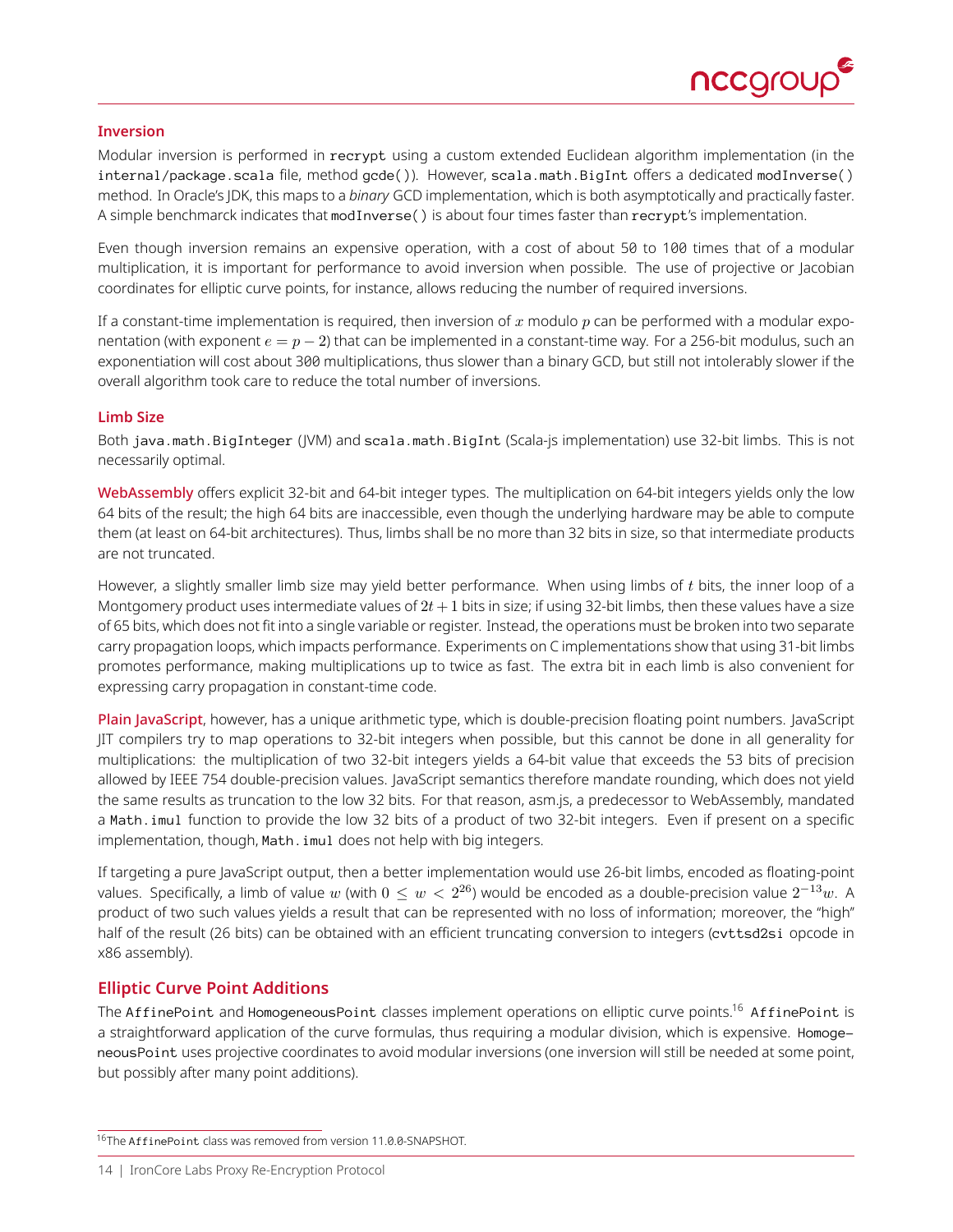### Inversion

Modular inversion is performed in `recrypt` using a custom extended Euclidean algorithm implementation (in the `internal/package.scala` file, method `gcde()`). However, `scala.math.BigInt` offers a dedicated `modInverse()` method. In Oracle's JDK, this maps to a *binary* GCD implementation, which is both asymptotically and practically faster. A simple benchmark indicates that `modInverse()` is about four times faster than `recrypt`'s implementation.

Even though inversion remains an expensive operation, with a cost of about 50 to 100 times that of a modular multiplication, it is important for performance to avoid inversion when possible. The use of projective or Jacobian coordinates for elliptic curve points, for instance, allows reducing the number of required inversions.

If a constant-time implementation is required, then inversion of $x$ modulo $p$ can be performed with a modular exponentation (with exponent $e = p - 2$) that can be implemented in a constant-time way. For a 256-bit modulus, such an exponentiation will cost about 300 multiplications, thus slower than a binary GCD, but still not intolerably slower if the overall algorithm took care to reduce the total number of inversions.

### Limb Size

Both `java.math.BigInteger` (JVM) and `scala.math.BigInt` (Scala-js implementation) use 32-bit limbs. This is not necessarily optimal.

**WebAssembly** offers explicit 32-bit and 64-bit integer types. The multiplication on 64-bit integers yields only the low 64 bits of the result; the high 64 bits are inaccessible, even though the underlying hardware may be able to compute them (at least on 64-bit architectures). Thus, limbs shall be no more than 32 bits in size, so that intermediate products are not truncated.

However, a slightly smaller limb size may yield better performance. When using limbs of $t$ bits, the inner loop of a Montgomery product uses intermediate values of $2t + 1$ bits in size; if using 32-bit limbs, then these values have a size of 65 bits, which does not fit into a single variable or register. Instead, the operations must be broken into two separate carry propagation loops, which impacts performance. Experiments on C implementations show that using 31-bit limbs promotes performance, making multiplications up to twice as fast. The extra bit in each limb is also convenient for expressing carry propagation in constant-time code.

**Plain JavaScript**, however, has a unique arithmetic type, which is double-precision floating point numbers. JavaScript JIT compilers try to map operations to 32-bit integers when possible, but this cannot be done in all generality for multiplications: the multiplication of two 32-bit integers yields a 64-bit value that exceeds the 53 bits of precision allowed by IEEE 754 double-precision values. JavaScript semantics therefore mandate rounding, which does not yield the same results as truncation to the low 32 bits. For that reason, asm.js, a predecessor to WebAssembly, mandated a `Math.imul` function to provide the low 32 bits of a product of two 32-bit integers. Even if present on a specific implementation, though, `Math.imul` does not help with big integers.

If targeting a pure JavaScript output, then a better implementation would use 26-bit limbs, encoded as floating-point values. Specifically, a limb of value $w$ (with $0 \leq w < 2^{26}$) would be encoded as a double-precision value $2^{-13}w$. A product of two such values yields a result that can be represented with no loss of information; moreover, the "high" half of the result (26 bits) can be obtained with an efficient truncating conversion to integers (`cvttsd2si` opcode in x86 assembly).

## Elliptic Curve Point Additions

The `AffinePoint` and `HomogeneousPoint` classes implement operations on elliptic curve points.[16] `AffinePoint` is a straightforward application of the curve formulas, thus requiring a modular division, which is expensive. `HomogeneousPoint` uses projective coordinates to avoid modular inversions (one inversion will still be needed at some point, but possibly after many point additions).

[16] The `AffinePoint` class was removed from version 11.0.0-SNAPSHOT.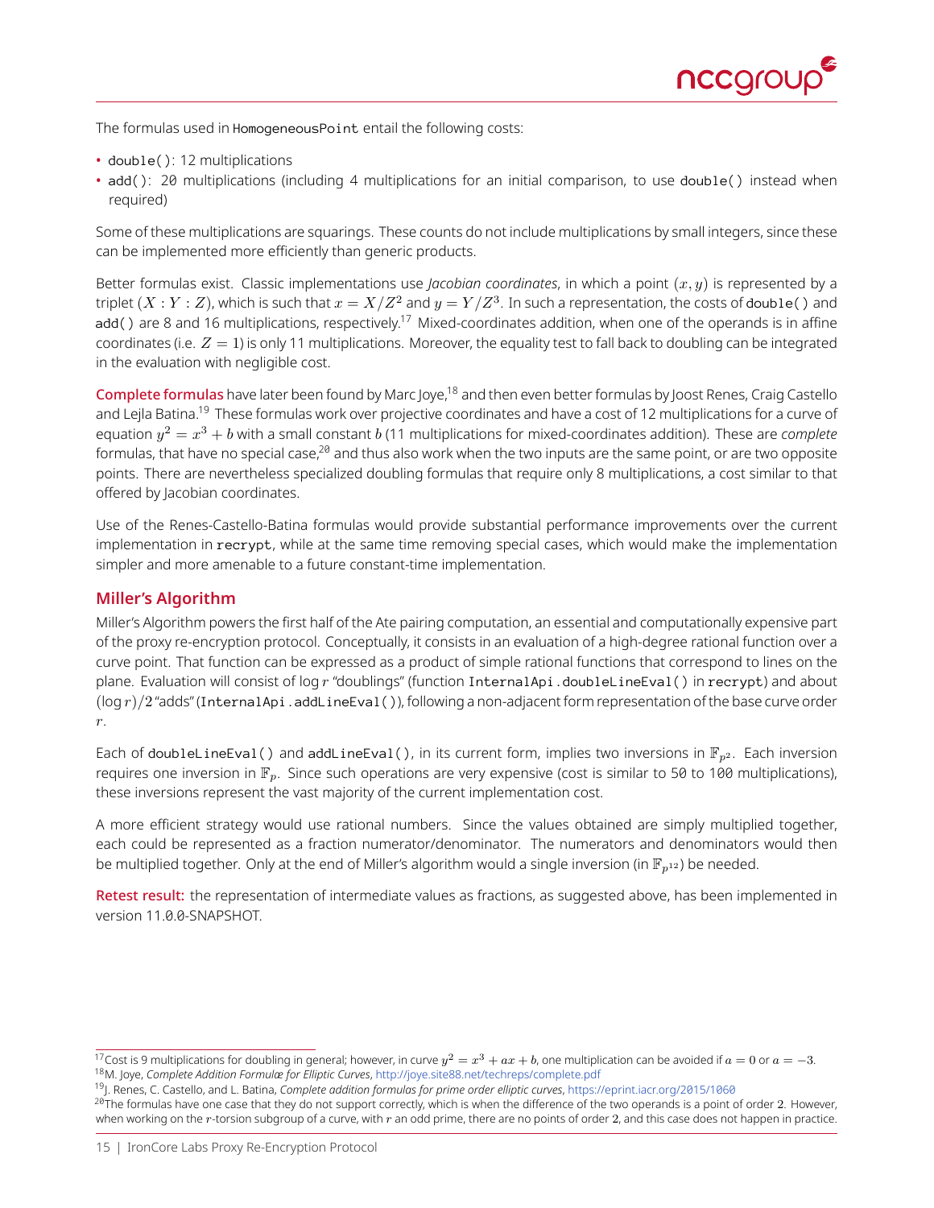The formulas used in `HomogeneousPoint` entail the following costs:

- `double()`: 12 multiplications
- `add()`: 20 multiplications (including 4 multiplications for an initial comparison, to use `double()` instead when required)

Some of these multiplications are squarings. These counts do not include multiplications by small integers, since these can be implemented more efficiently than generic products.

Better formulas exist. Classic implementations use *Jacobian coordinates*, in which a point $(x, y)$ is represented by a triplet $(X : Y : Z)$, which is such that $x = X/Z^2$ and $y = Y/Z^3$. In such a representation, the costs of `double()` and `add()` are 8 and 16 multiplications, respectively.[17] Mixed-coordinates addition, when one of the operands is in affine coordinates (i.e. $Z = 1$) is only 11 multiplications. Moreover, the equality test to fall back to doubling can be integrated in the evaluation with negligible cost.

**Complete formulas** have later been found by Marc Joye,[18] and then even better formulas by Joost Renes, Craig Castello and Lejla Batina.[19] These formulas work over projective coordinates and have a cost of 12 multiplications for a curve of equation $y^2 = x^3 + b$ with a small constant $b$ (11 multiplications for mixed-coordinates addition). These are *complete* formulas, that have no special case,[20] and thus also work when the two inputs are the same point, or are two opposite points. There are nevertheless specialized doubling formulas that require only 8 multiplications, a cost similar to that offered by Jacobian coordinates.

Use of the Renes-Castello-Batina formulas would provide substantial performance improvements over the current implementation in `recrypt`, while at the same time removing special cases, which would make the implementation simpler and more amenable to a future constant-time implementation.

## Miller's Algorithm

Miller's Algorithm powers the first half of the Ate pairing computation, an essential and computationally expensive part of the proxy re-encryption protocol. Conceptually, it consists in an evaluation of a high-degree rational function over a curve point. That function can be expressed as a product of simple rational functions that correspond to lines on the plane. Evaluation will consist of $\log r$ "doublings" (function `InternalApi.doubleLineEval()` in `recrypt`) and about $(\log r)/2$ "adds" (`InternalApi.addLineEval()`), following a non-adjacent form representation of the base curve order $r$.

Each of `doubleLineEval()` and `addLineEval()`, in its current form, implies two inversions in $\mathbb{F}_{p^2}$. Each inversion requires one inversion in $\mathbb{F}_p$. Since such operations are very expensive (cost is similar to 50 to 100 multiplications), these inversions represent the vast majority of the current implementation cost.

A more efficient strategy would use rational numbers. Since the values obtained are simply multiplied together, each could be represented as a fraction numerator/denominator. The numerators and denominators would then be multiplied together. Only at the end of Miller's algorithm would a single inversion (in $\mathbb{F}_{p^{12}}$) be needed.

**Retest result:** the representation of intermediate values as fractions, as suggested above, has been implemented in version 11.0.0-SNAPSHOT.

---

[17] Cost is 9 multiplications for doubling in general; however, in curve $y^2 = x^3 + ax + b$, one multiplication can be avoided if $a = 0$ or $a = -3$.

[18] M. Joye, *Complete Addition Formulæ for Elliptic Curves*, http://joye.site88.net/techreps/complete.pdf

[19] J. Renes, C. Castello, and L. Batina, *Complete addition formulas for prime order elliptic curves*, https://eprint.iacr.org/2015/1060

[20] The formulas have one case that they do not support correctly, which is when the difference of the two operands is a point of order 2. However, when working on the $r$-torsion subgroup of a curve, with $r$ an odd prime, there are no points of order 2, and this case does not happen in practice.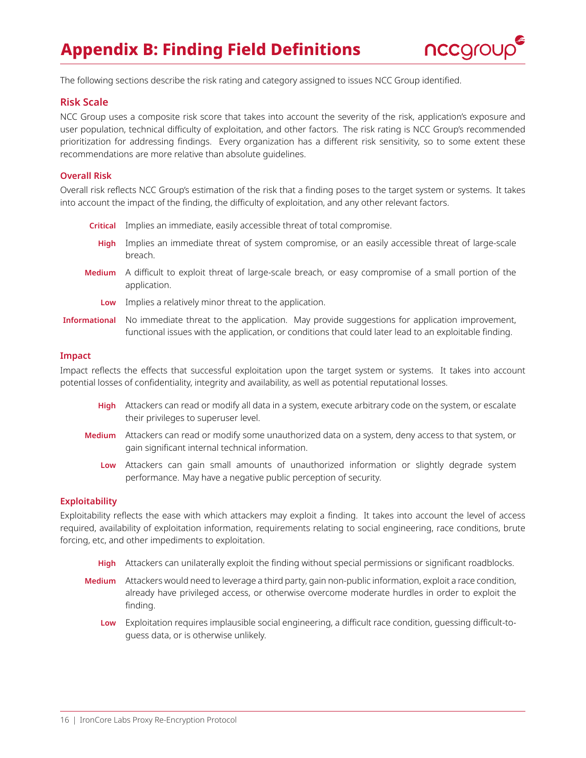# Appendix B: Finding Field Definitions

The following sections describe the risk rating and category assigned to issues NCC Group identified.

## Risk Scale

NCC Group uses a composite risk score that takes into account the severity of the risk, application's exposure and user population, technical difficulty of exploitation, and other factors. The risk rating is NCC Group's recommended prioritization for addressing findings. Every organization has a different risk sensitivity, so to some extent these recommendations are more relative than absolute guidelines.

### Overall Risk

Overall risk reflects NCC Group's estimation of the risk that a finding poses to the target system or systems. It takes into account the impact of the finding, the difficulty of exploitation, and any other relevant factors.

- **Critical** Implies an immediate, easily accessible threat of total compromise.
- **High** Implies an immediate threat of system compromise, or an easily accessible threat of large-scale breach.
- **Medium** A difficult to exploit threat of large-scale breach, or easy compromise of a small portion of the application.
- **Low** Implies a relatively minor threat to the application.
- **Informational** No immediate threat to the application. May provide suggestions for application improvement, functional issues with the application, or conditions that could later lead to an exploitable finding.

### Impact

Impact reflects the effects that successful exploitation upon the target system or systems. It takes into account potential losses of confidentiality, integrity and availability, as well as potential reputational losses.

- **High** Attackers can read or modify all data in a system, execute arbitrary code on the system, or escalate their privileges to superuser level.
- **Medium** Attackers can read or modify some unauthorized data on a system, deny access to that system, or gain significant internal technical information.
- **Low** Attackers can gain small amounts of unauthorized information or slightly degrade system performance. May have a negative public perception of security.

### Exploitability

Exploitability reflects the ease with which attackers may exploit a finding. It takes into account the level of access required, availability of exploitation information, requirements relating to social engineering, race conditions, brute forcing, etc, and other impediments to exploitation.

- **High** Attackers can unilaterally exploit the finding without special permissions or significant roadblocks.
- **Medium** Attackers would need to leverage a third party, gain non-public information, exploit a race condition, already have privileged access, or otherwise overcome moderate hurdles in order to exploit the finding.
- **Low** Exploitation requires implausible social engineering, a difficult race condition, guessing difficult-to-guess data, or is otherwise unlikely.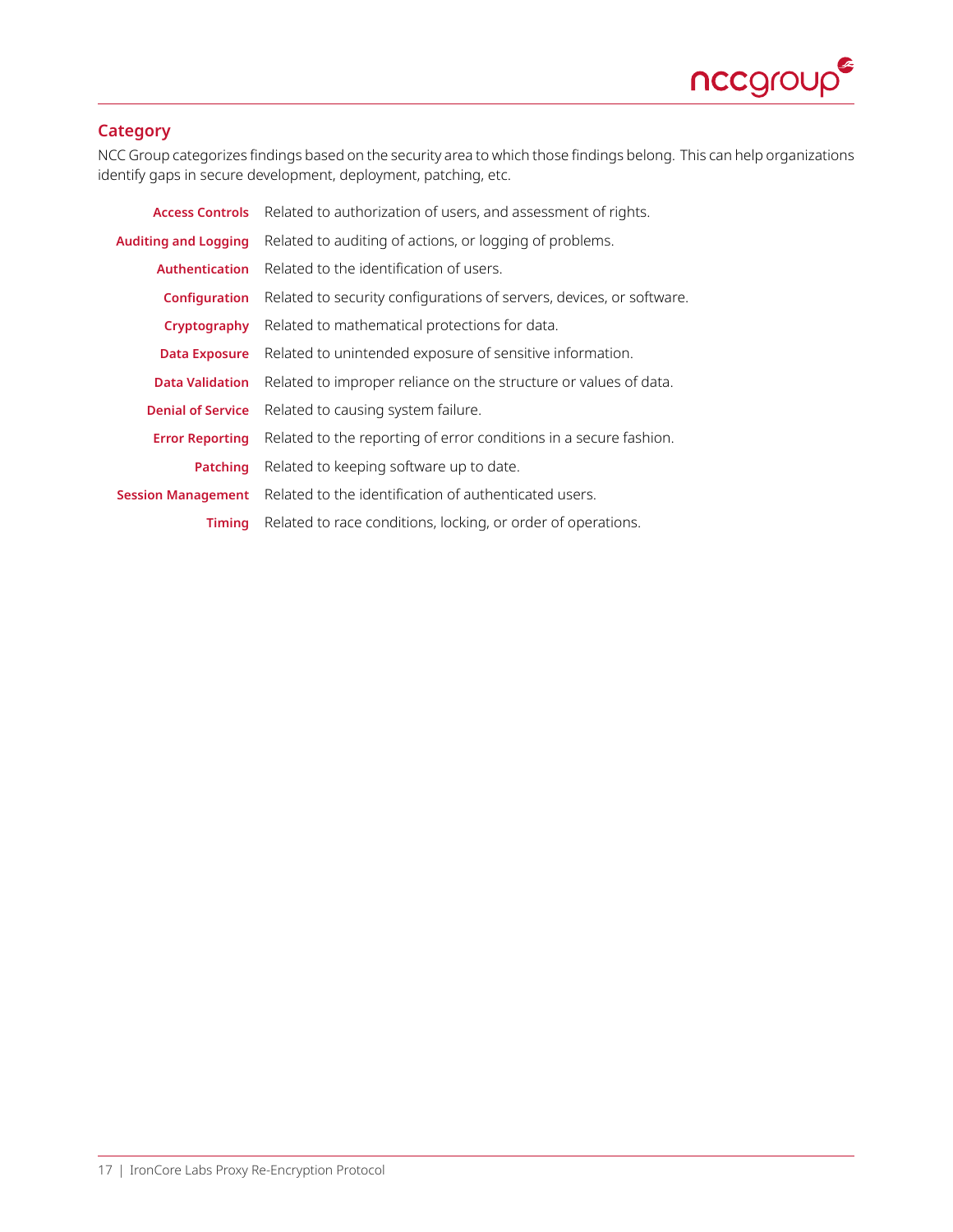## Category

NCC Group categorizes findings based on the security area to which those findings belong. This can help organizations identify gaps in secure development, deployment, patching, etc.

| | |
|---|---|
| **Access Controls** | Related to authorization of users, and assessment of rights. |
| **Auditing and Logging** | Related to auditing of actions, or logging of problems. |
| **Authentication** | Related to the identification of users. |
| **Configuration** | Related to security configurations of servers, devices, or software. |
| **Cryptography** | Related to mathematical protections for data. |
| **Data Exposure** | Related to unintended exposure of sensitive information. |
| **Data Validation** | Related to improper reliance on the structure or values of data. |
| **Denial of Service** | Related to causing system failure. |
| **Error Reporting** | Related to the reporting of error conditions in a secure fashion. |
| **Patching** | Related to keeping software up to date. |
| **Session Management** | Related to the identification of authenticated users. |
| **Timing** | Related to race conditions, locking, or order of operations. |